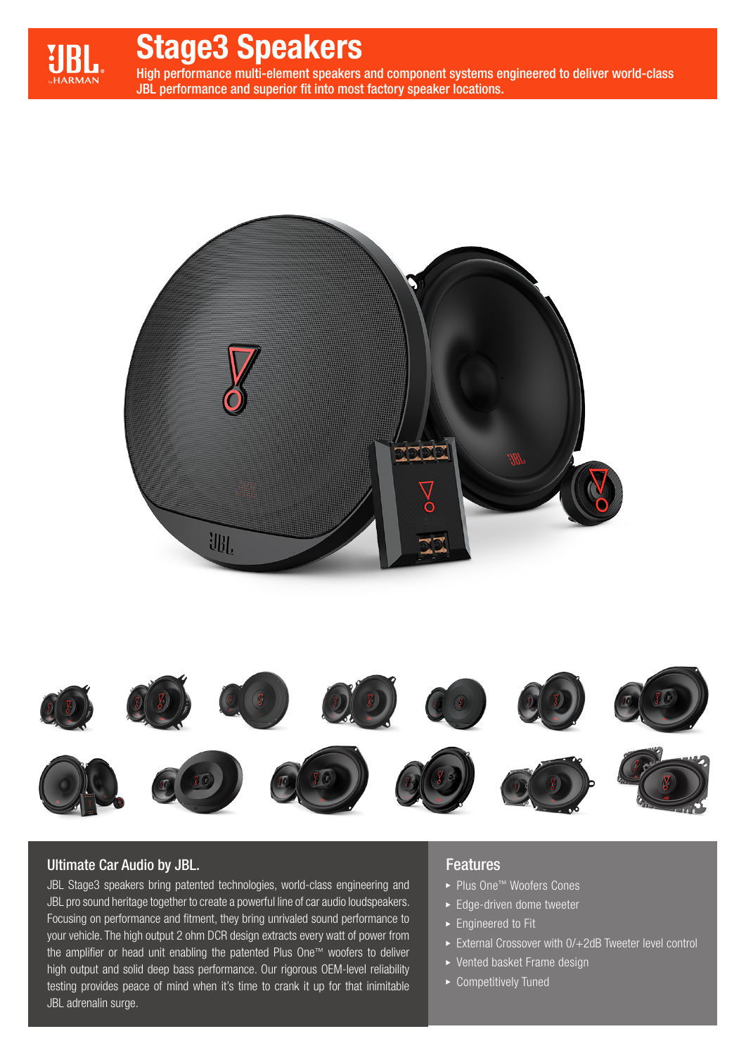# Stage3 Speakers

High performance multi-element speakers and component systems engineered to deliver world-class JBL performance and superior fit into most factory speaker locations.

## Ultimate Car Audio by JBL.

JBL Stage3 speakers bring patented technologies, world-class engineering and JBL pro sound heritage together to create a powerful line of car audio loudspeakers. Focusing on performance and fitment, they bring unrivaled sound performance to your vehicle. The high output 2 ohm DCR design extracts every watt of power from the amplifier or head unit enabling the patented Plus One™ woofers to deliver high output and solid deep bass performance. Our rigorous OEM-level reliability testing provides peace of mind when it's time to crank it up for that inimitable JBL adrenalin surge.

## Features

- Plus One™ Woofers Cones
- Edge-driven dome tweeter
- Engineered to Fit
- External Crossover with 0/+2dB Tweeter level control
- Vented basket Frame design
- Competitively Tuned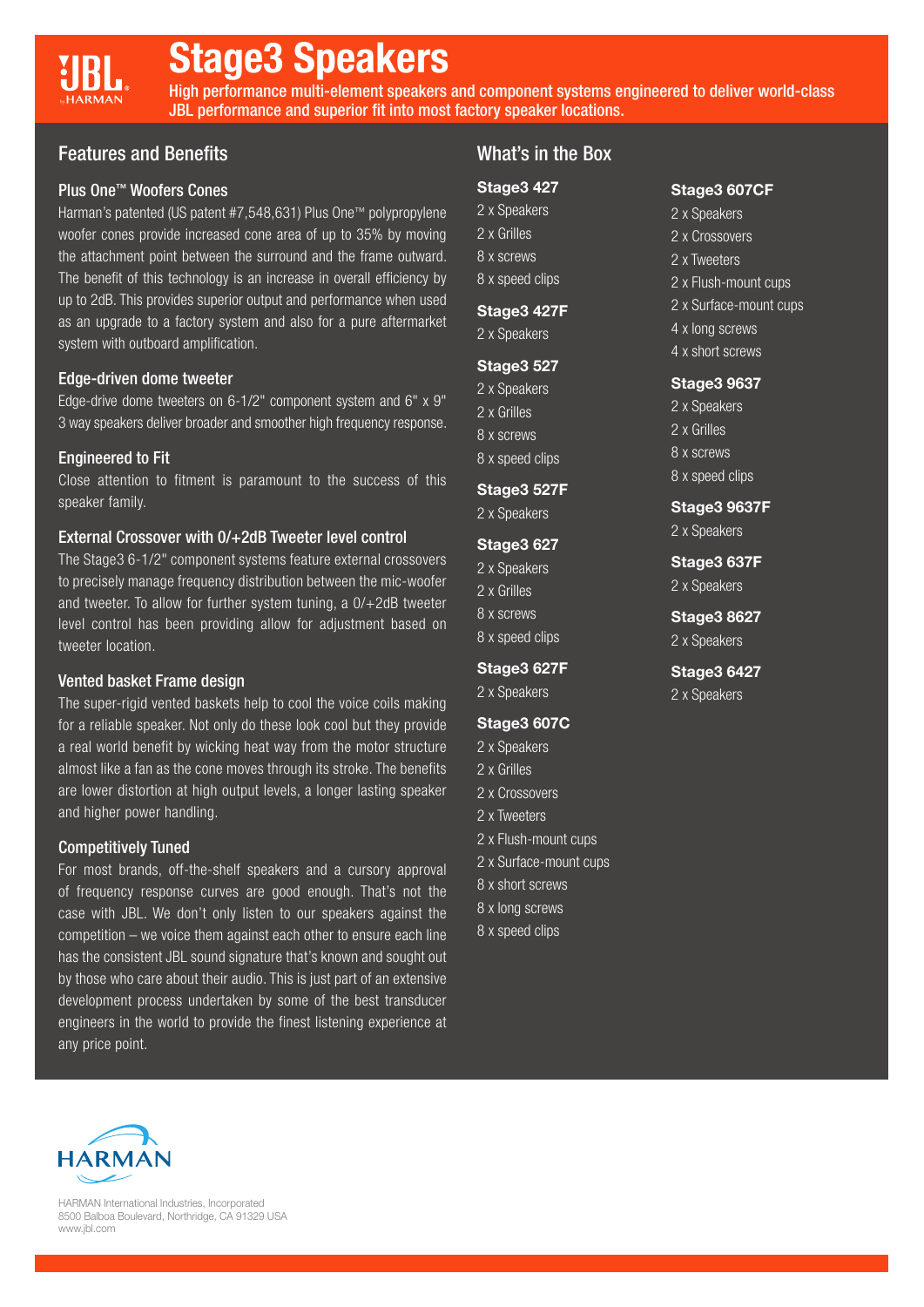# Stage3 Speakers

High performance multi-element speakers and component systems engineered to deliver world-class JBL performance and superior fit into most factory speaker locations.

## Features and Benefits

### Plus One™ Woofers Cones

Harman's patented (US patent #7,548,631) Plus One™ polypropylene woofer cones provide increased cone area of up to 35% by moving the attachment point between the surround and the frame outward. The benefit of this technology is an increase in overall efficiency by up to 2dB. This provides superior output and performance when used as an upgrade to a factory system and also for a pure aftermarket system with outboard amplification.

### Edge-driven dome tweeter

Edge-drive dome tweeters on 6-1/2" component system and 6" x 9" 3 way speakers deliver broader and smoother high frequency response.

### Engineered to Fit

Close attention to fitment is paramount to the success of this speaker family.

### External Crossover with 0/+2dB Tweeter level control

The Stage3 6-1/2" component systems feature external crossovers to precisely manage frequency distribution between the mic-woofer and tweeter. To allow for further system tuning, a 0/+2dB tweeter level control has been providing allow for adjustment based on tweeter location.

### Vented basket Frame design

The super-rigid vented baskets help to cool the voice coils making for a reliable speaker. Not only do these look cool but they provide a real world benefit by wicking heat way from the motor structure almost like a fan as the cone moves through its stroke. The benefits are lower distortion at high output levels, a longer lasting speaker and higher power handling.

### Competitively Tuned

For most brands, off-the-shelf speakers and a cursory approval of frequency response curves are good enough. That's not the case with JBL. We don't only listen to our speakers against the competition – we voice them against each other to ensure each line has the consistent JBL sound signature that's known and sought out by those who care about their audio. This is just part of an extensive development process undertaken by some of the best transducer engineers in the world to provide the finest listening experience at any price point.

## What's in the Box

**Stage3 427**
- 2 x Speakers
- 2 x Grilles
- 8 x screws
- 8 x speed clips

**Stage3 427F**
- 2 x Speakers

**Stage3 527**
- 2 x Speakers
- 2 x Grilles
- 8 x screws
- 8 x speed clips

**Stage3 527F**
- 2 x Speakers

**Stage3 627**
- 2 x Speakers
- 2 x Grilles
- 8 x screws
- 8 x speed clips

**Stage3 627F**
- 2 x Speakers

**Stage3 607C**
- 2 x Speakers
- 2 x Grilles
- 2 x Crossovers
- 2 x Tweeters
- 2 x Flush-mount cups
- 2 x Surface-mount cups
- 8 x short screws
- 8 x long screws
- 8 x speed clips

**Stage3 607CF**
- 2 x Speakers
- 2 x Crossovers
- 2 x Tweeters
- 2 x Flush-mount cups
- 2 x Surface-mount cups
- 4 x long screws
- 4 x short screws

**Stage3 9637**
- 2 x Speakers
- 2 x Grilles
- 8 x screws
- 8 x speed clips

**Stage3 9637F**
- 2 x Speakers

**Stage3 637F**
- 2 x Speakers

**Stage3 8627**
- 2 x Speakers

**Stage3 6427**
- 2 x Speakers

HARMAN International Industries, Incorporated
8500 Balboa Boulevard, Northridge, CA 91329 USA
www.jbl.com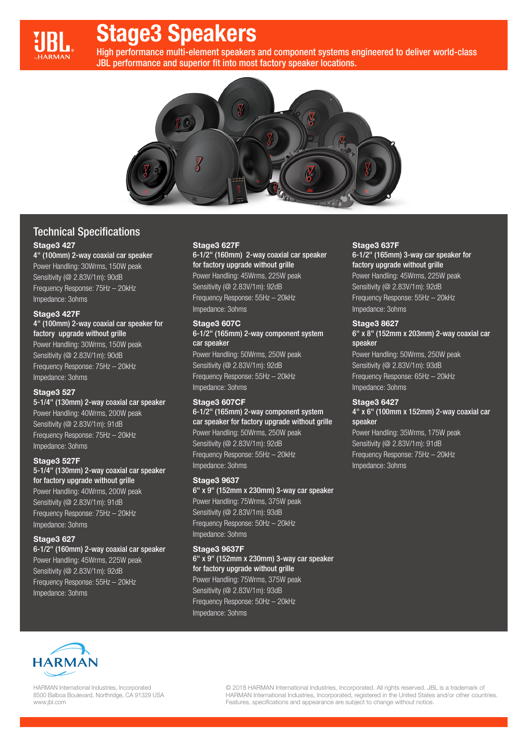# Stage3 Speakers

High performance multi-element speakers and component systems engineered to deliver world-class JBL performance and superior fit into most factory speaker locations.

## Technical Specifications

**Stage3 427**
**4" (100mm) 2-way coaxial car speaker**
Power Handling: 30Wrms, 150W peak
Sensitivity (@ 2.83V/1m): 90dB
Frequency Response: 75Hz – 20kHz
Impedance: 3ohms

**Stage3 427F**
**4" (100mm) 2-way coaxial car speaker for factory upgrade without grille**
Power Handling: 30Wrms, 150W peak
Sensitivity (@ 2.83V/1m): 90dB
Frequency Response: 75Hz – 20kHz
Impedance: 3ohms

**Stage3 527**
**5-1/4" (130mm) 2-way coaxial car speaker**
Power Handling: 40Wrms, 200W peak
Sensitivity (@ 2.83V/1m): 91dB
Frequency Response: 75Hz – 20kHz
Impedance: 3ohms

**Stage3 527F**
**5-1/4" (130mm) 2-way coaxial car speaker for factory upgrade without grille**
Power Handling: 40Wrms, 200W peak
Sensitivity (@ 2.83V/1m): 91dB
Frequency Response: 75Hz – 20kHz
Impedance: 3ohms

**Stage3 627**
**6-1/2" (160mm) 2-way coaxial car speaker**
Power Handling: 45Wrms, 225W peak
Sensitivity (@ 2.83V/1m): 92dB
Frequency Response: 55Hz – 20kHz
Impedance: 3ohms

**Stage3 627F**
**6-1/2" (160mm) 2-way coaxial car speaker for factory upgrade without grille**
Power Handling: 45Wrms, 225W peak
Sensitivity (@ 2.83V/1m): 92dB
Frequency Response: 55Hz – 20kHz
Impedance: 3ohms

**Stage3 607C**
**6-1/2" (165mm) 2-way component system car speaker**
Power Handling: 50Wrms, 250W peak
Sensitivity (@ 2.83V/1m): 92dB
Frequency Response: 55Hz – 20kHz
Impedance: 3ohms

**Stage3 607CF**
**6-1/2" (165mm) 2-way component system car speaker for factory upgrade without grille**
Power Handling: 50Wrms, 250W peak
Sensitivity (@ 2.83V/1m): 92dB
Frequency Response: 55Hz – 20kHz
Impedance: 3ohms

**Stage3 9637**
**6" x 9" (152mm x 230mm) 3-way car speaker**
Power Handling: 75Wrms, 375W peak
Sensitivity (@ 2.83V/1m): 93dB
Frequency Response: 50Hz – 20kHz
Impedance: 3ohms

**Stage3 9637F**
**6" x 9" (152mm x 230mm) 3-way car speaker for factory upgrade without grille**
Power Handling: 75Wrms, 375W peak
Sensitivity (@ 2.83V/1m): 93dB
Frequency Response: 50Hz – 20kHz
Impedance: 3ohms

**Stage3 637F**
**6-1/2" (165mm) 3-way car speaker for factory upgrade without grille**
Power Handling: 45Wrms, 225W peak
Sensitivity (@ 2.83V/1m): 92dB
Frequency Response: 55Hz – 20kHz
Impedance: 3ohms

**Stage3 8627**
**6" x 8" (152mm x 203mm) 2-way coaxial car speaker**
Power Handling: 50Wrms, 250W peak
Sensitivity (@ 2.83V/1m): 93dB
Frequency Response: 65Hz – 20kHz
Impedance: 3ohms

**Stage3 6427**
**4" x 6" (100mm x 152mm) 2-way coaxial car speaker**
Power Handling: 35Wrms, 175W peak
Sensitivity (@ 2.83V/1m): 91dB
Frequency Response: 75Hz – 20kHz
Impedance: 3ohms

HARMAN International Industries, Incorporated
8500 Balboa Boulevard, Northridge, CA 91329 USA
www.jbl.com

© 2018 HARMAN International Industries, Incorporated. All rights reserved. JBL is a trademark of HARMAN International Industries, Incorporated, registered in the United States and/or other countries. Features, specifications and appearance are subject to change without notice.